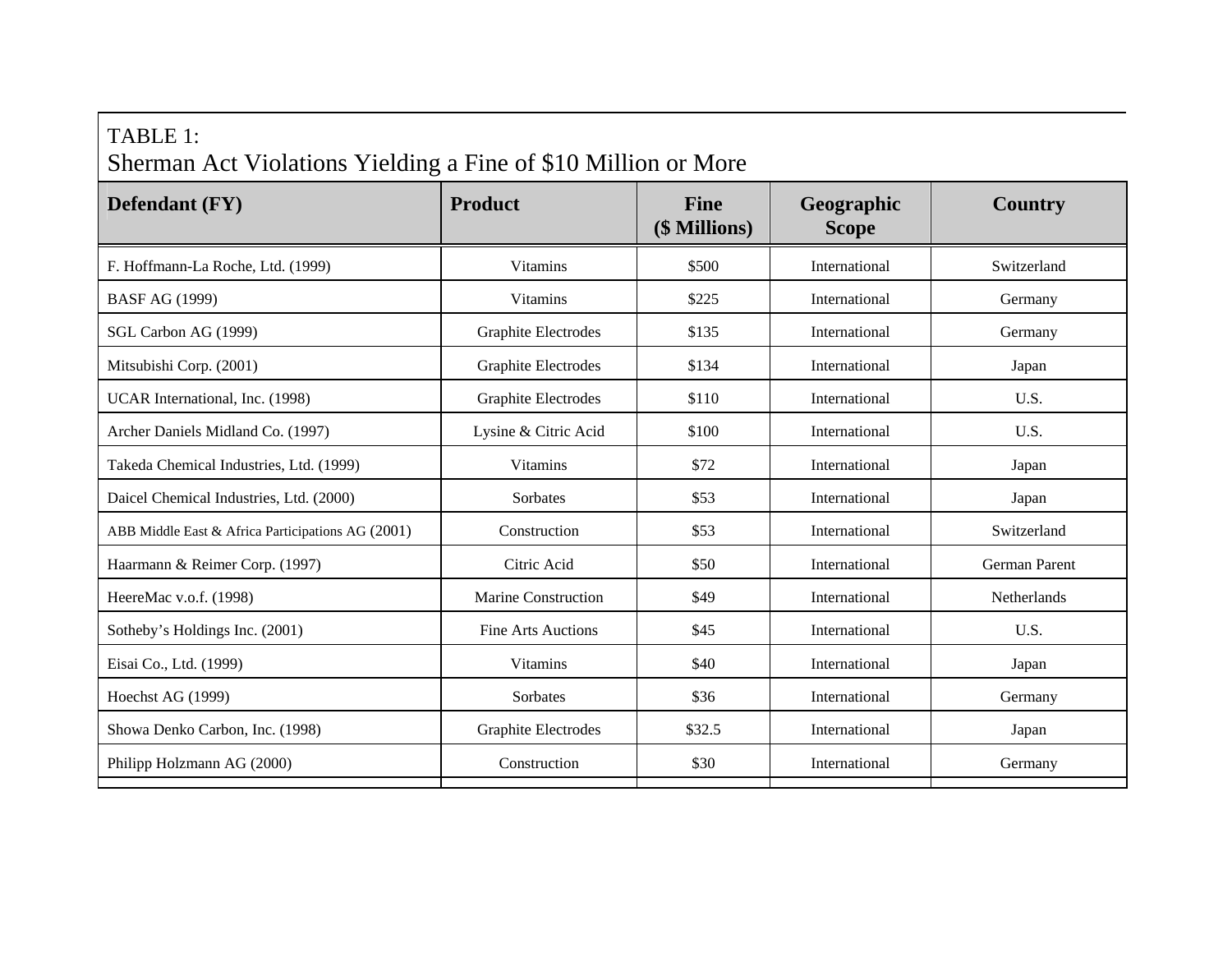TABLE 1:
Sherman Act Violations Yielding a Fine of $10 Million or More

| Defendant (FY) | Product | Fine ($ Millions) | Geographic Scope | Country |
|---|---|---|---|---|
| F. Hoffmann-La Roche, Ltd. (1999) | Vitamins | $500 | International | Switzerland |
| BASF AG (1999) | Vitamins | $225 | International | Germany |
| SGL Carbon AG (1999) | Graphite Electrodes | $135 | International | Germany |
| Mitsubishi Corp. (2001) | Graphite Electrodes | $134 | International | Japan |
| UCAR International, Inc. (1998) | Graphite Electrodes | $110 | International | U.S. |
| Archer Daniels Midland Co. (1997) | Lysine & Citric Acid | $100 | International | U.S. |
| Takeda Chemical Industries, Ltd. (1999) | Vitamins | $72 | International | Japan |
| Daicel Chemical Industries, Ltd. (2000) | Sorbates | $53 | International | Japan |
| ABB Middle East & Africa Participations AG (2001) | Construction | $53 | International | Switzerland |
| Haarmann & Reimer Corp. (1997) | Citric Acid | $50 | International | German Parent |
| HeereMac v.o.f. (1998) | Marine Construction | $49 | International | Netherlands |
| Sotheby's Holdings Inc. (2001) | Fine Arts Auctions | $45 | International | U.S. |
| Eisai Co., Ltd. (1999) | Vitamins | $40 | International | Japan |
| Hoechst AG (1999) | Sorbates | $36 | International | Germany |
| Showa Denko Carbon, Inc. (1998) | Graphite Electrodes | $32.5 | International | Japan |
| Philipp Holzmann AG (2000) | Construction | $30 | International | Germany |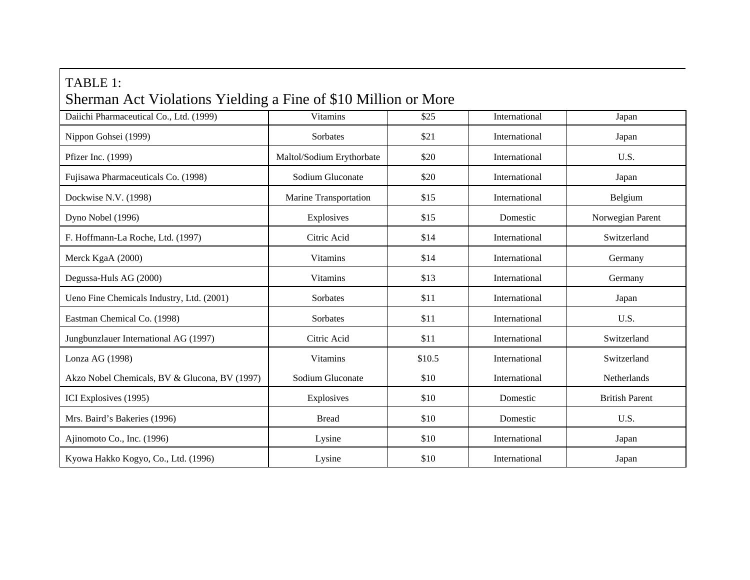TABLE 1:
Sherman Act Violations Yielding a Fine of $10 Million or More

| | | | | |
|---|---|---|---|---|
| Daiichi Pharmaceutical Co., Ltd. (1999) | Vitamins | $25 | International | Japan |
| Nippon Gohsei (1999) | Sorbates | $21 | International | Japan |
| Pfizer Inc. (1999) | Maltol/Sodium Erythorbate | $20 | International | U.S. |
| Fujisawa Pharmaceuticals Co. (1998) | Sodium Gluconate | $20 | International | Japan |
| Dockwise N.V. (1998) | Marine Transportation | $15 | International | Belgium |
| Dyno Nobel (1996) | Explosives | $15 | Domestic | Norwegian Parent |
| F. Hoffmann-La Roche, Ltd. (1997) | Citric Acid | $14 | International | Switzerland |
| Merck KgaA (2000) | Vitamins | $14 | International | Germany |
| Degussa-Huls AG (2000) | Vitamins | $13 | International | Germany |
| Ueno Fine Chemicals Industry, Ltd. (2001) | Sorbates | $11 | International | Japan |
| Eastman Chemical Co. (1998) | Sorbates | $11 | International | U.S. |
| Jungbunzlauer International AG (1997) | Citric Acid | $11 | International | Switzerland |
| Lonza AG (1998) | Vitamins | $10.5 | International | Switzerland |
| Akzo Nobel Chemicals, BV & Glucona, BV (1997) | Sodium Gluconate | $10 | International | Netherlands |
| ICI Explosives (1995) | Explosives | $10 | Domestic | British Parent |
| Mrs. Baird's Bakeries (1996) | Bread | $10 | Domestic | U.S. |
| Ajinomoto Co., Inc. (1996) | Lysine | $10 | International | Japan |
| Kyowa Hakko Kogyo, Co., Ltd. (1996) | Lysine | $10 | International | Japan |